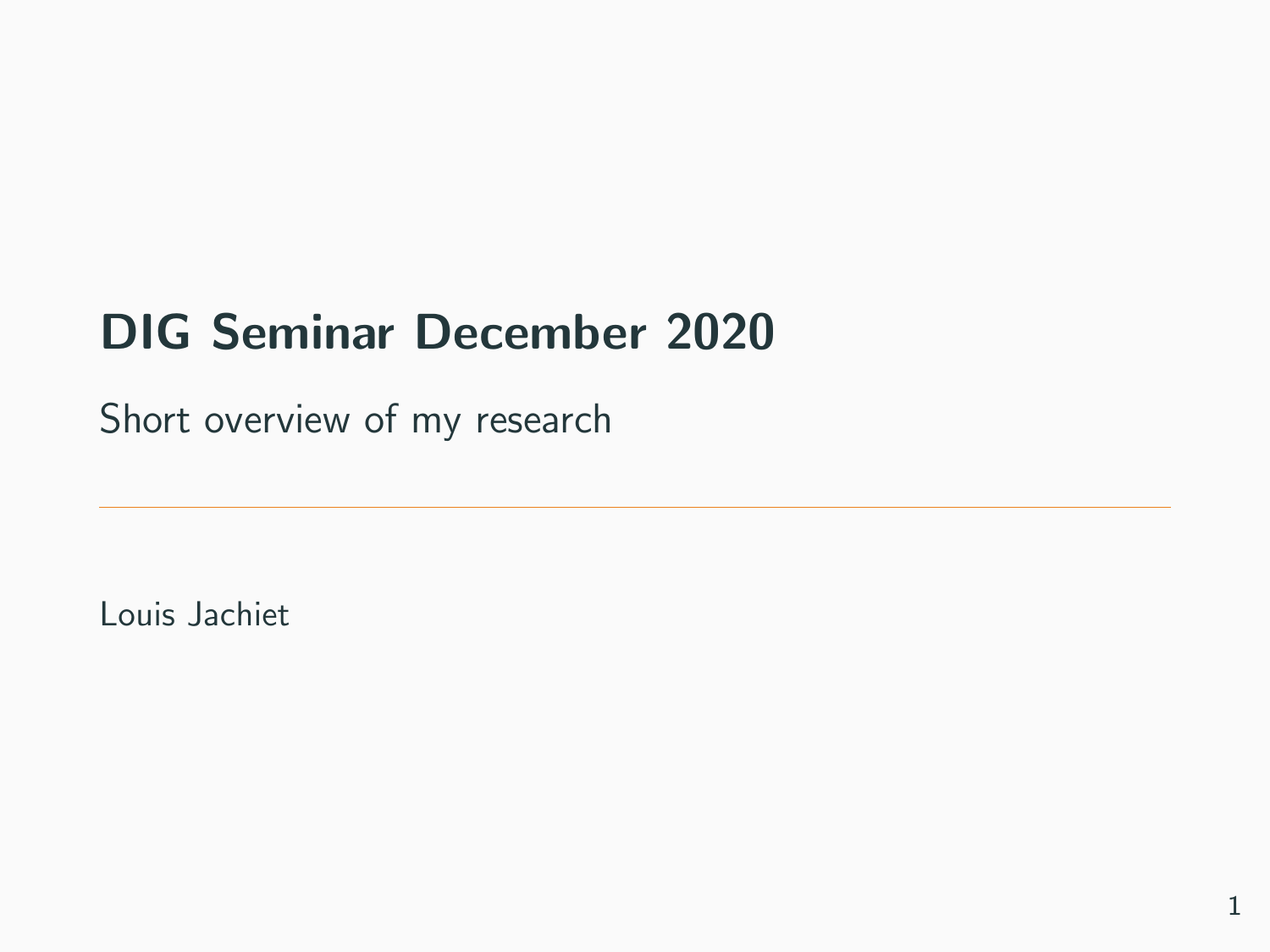# DIG Seminar December 2020

Short overview of my research

---

Louis Jachiet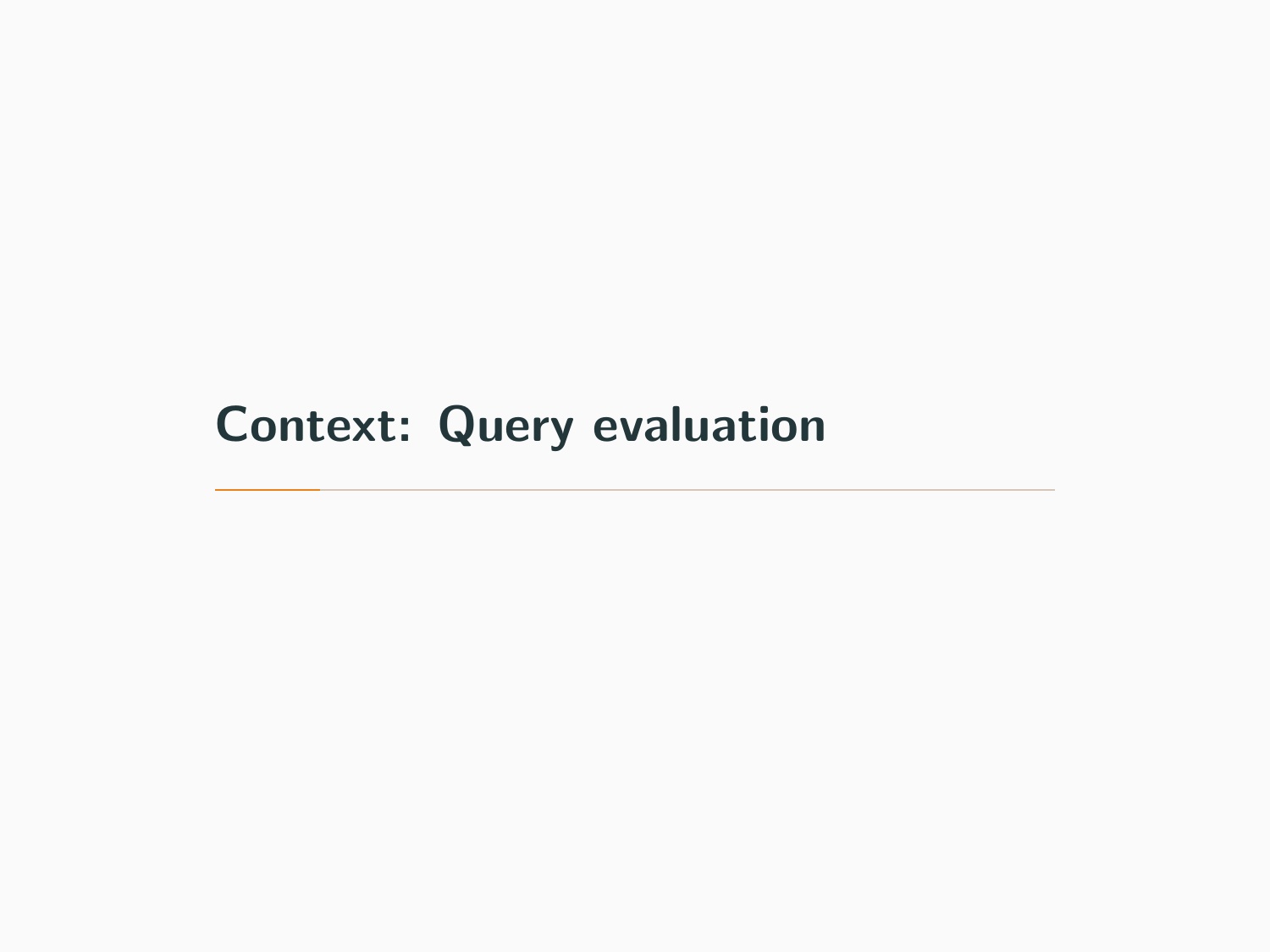# Context: Query evaluation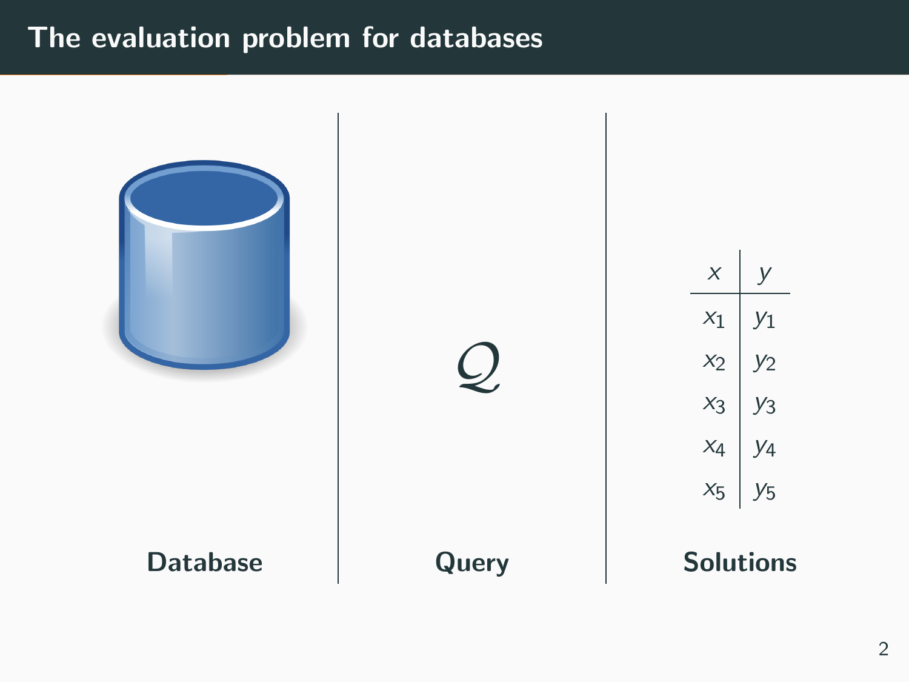# The evaluation problem for databases

**Database**

$$\mathcal{Q}$$

**Query**

| $x$ | $y$ |
| --- | --- |
| $x_1$ | $y_1$ |
| $x_2$ | $y_2$ |
| $x_3$ | $y_3$ |
| $x_4$ | $y_4$ |
| $x_5$ | $y_5$ |

**Solutions**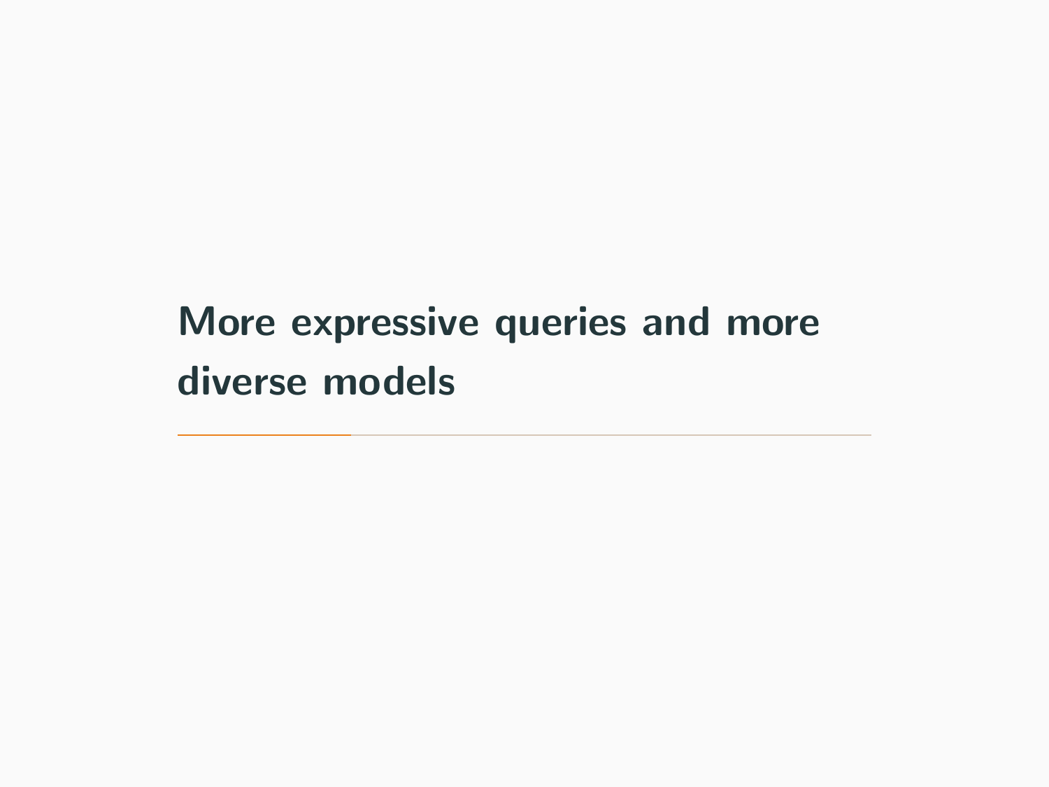# More expressive queries and more diverse models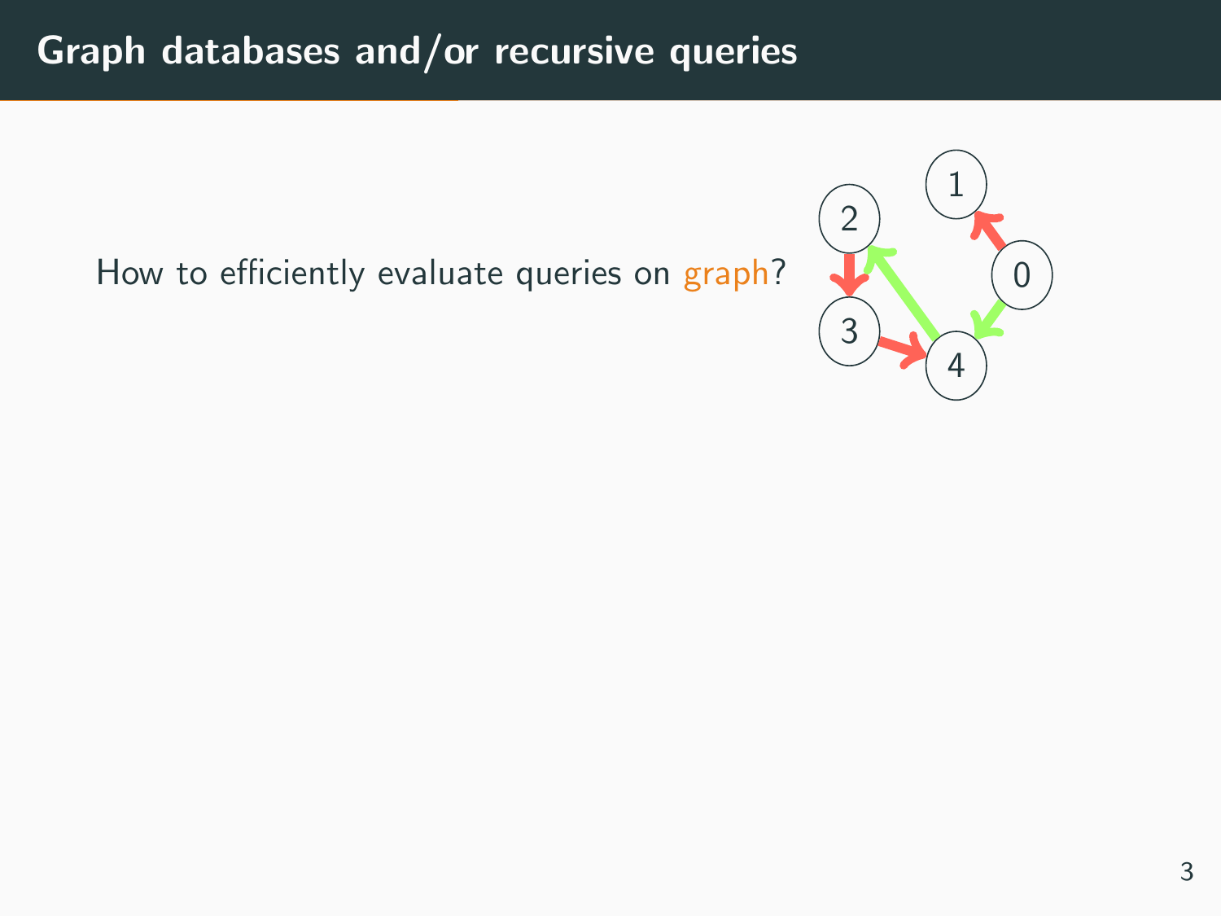# Graph databases and/or recursive queries

How to efficiently evaluate queries on graph?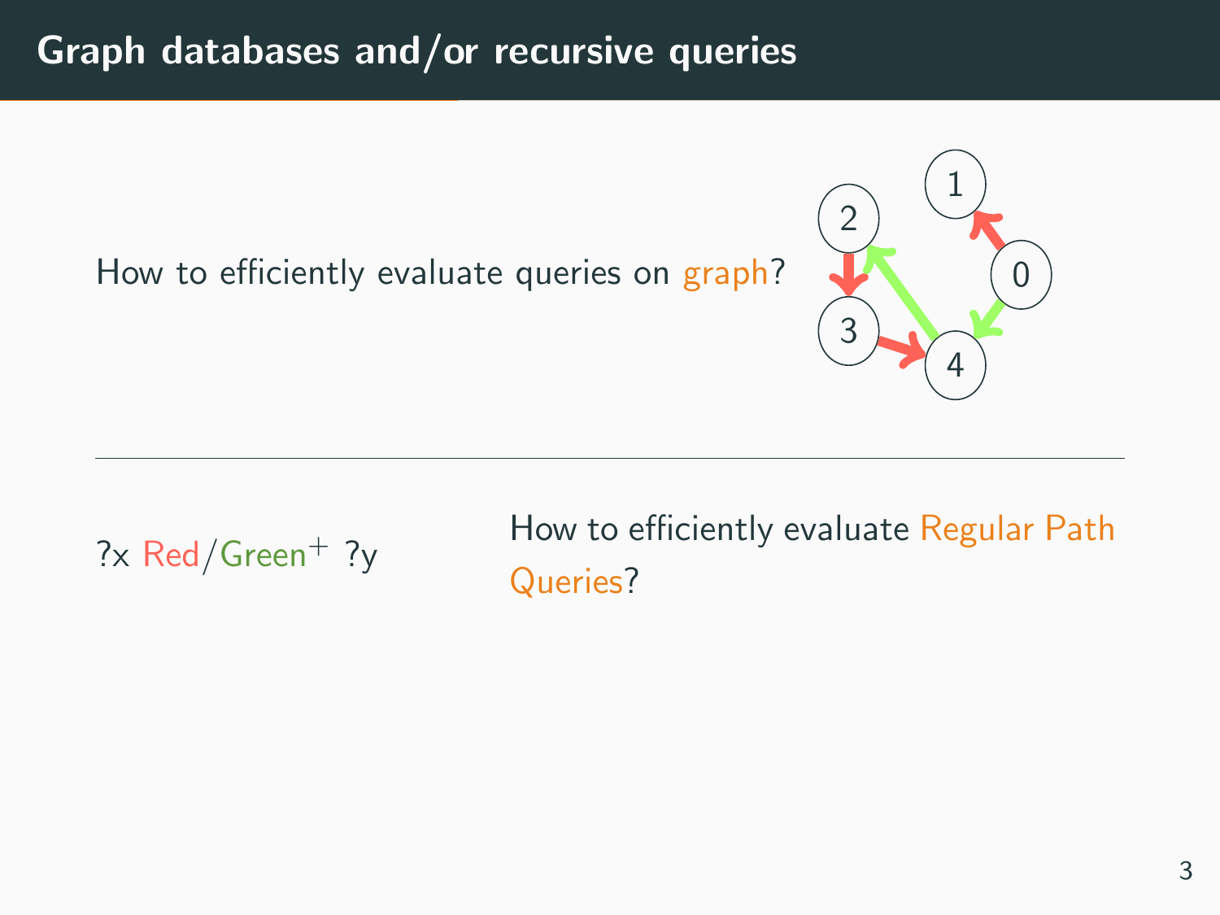# Graph databases and/or recursive queries

How to efficiently evaluate queries on graph?

---

?x Red/Green$^+$ ?y

How to efficiently evaluate Regular Path Queries?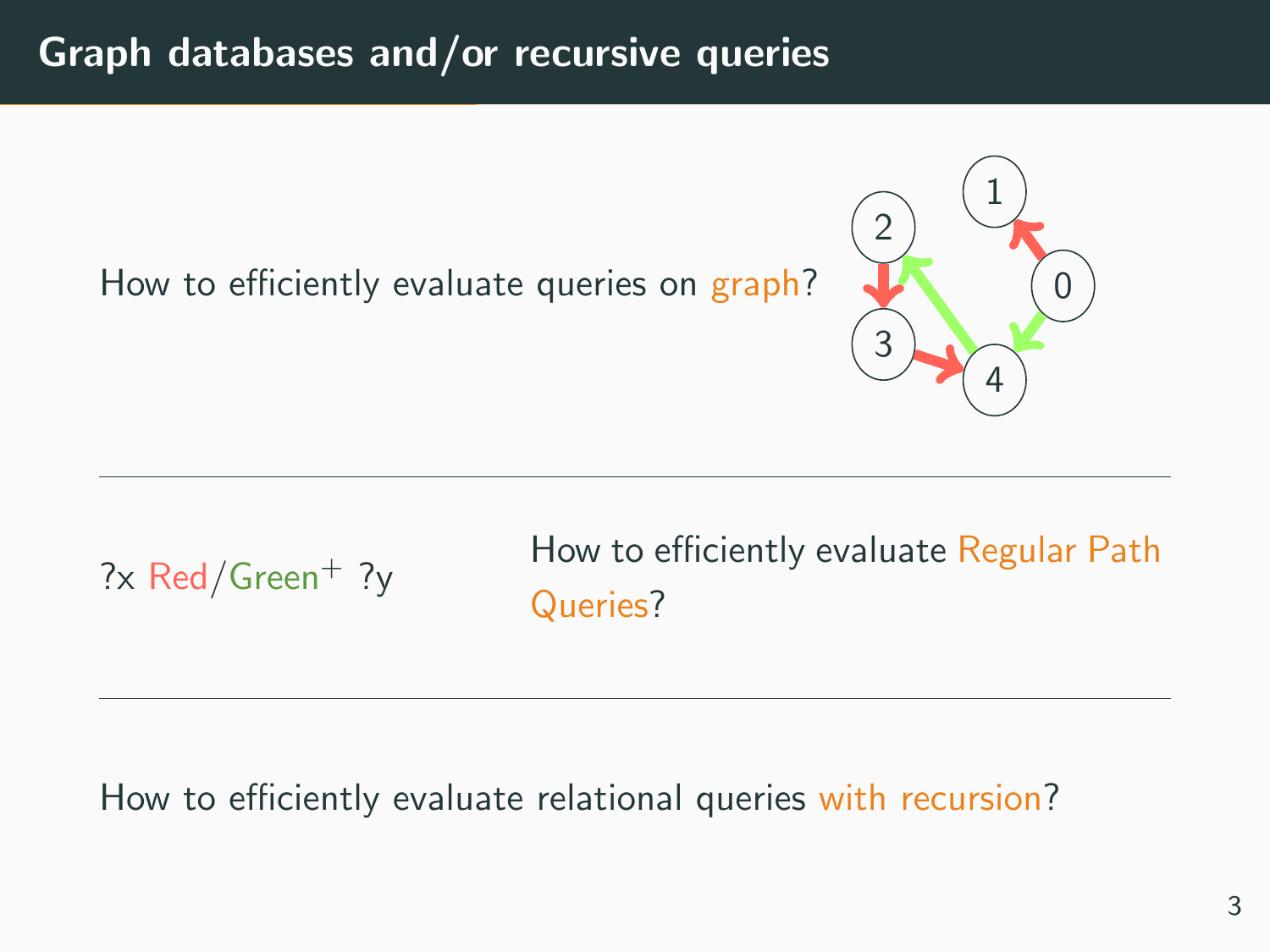# Graph databases and/or recursive queries

How to efficiently evaluate queries on graph?

---

?x Red/Green$^+$ ?y

How to efficiently evaluate Regular Path Queries?

---

How to efficiently evaluate relational queries with recursion?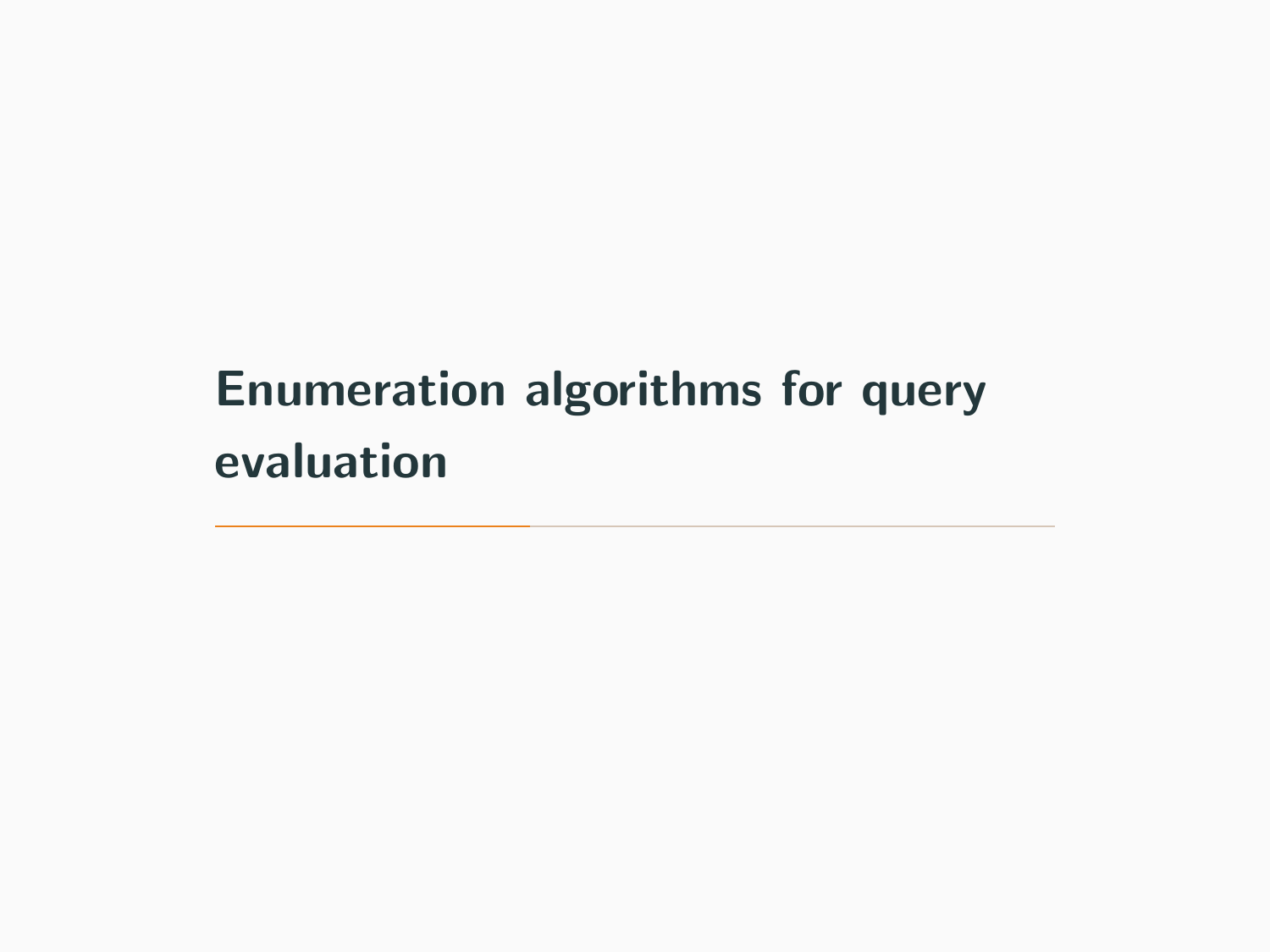# Enumeration algorithms for query evaluation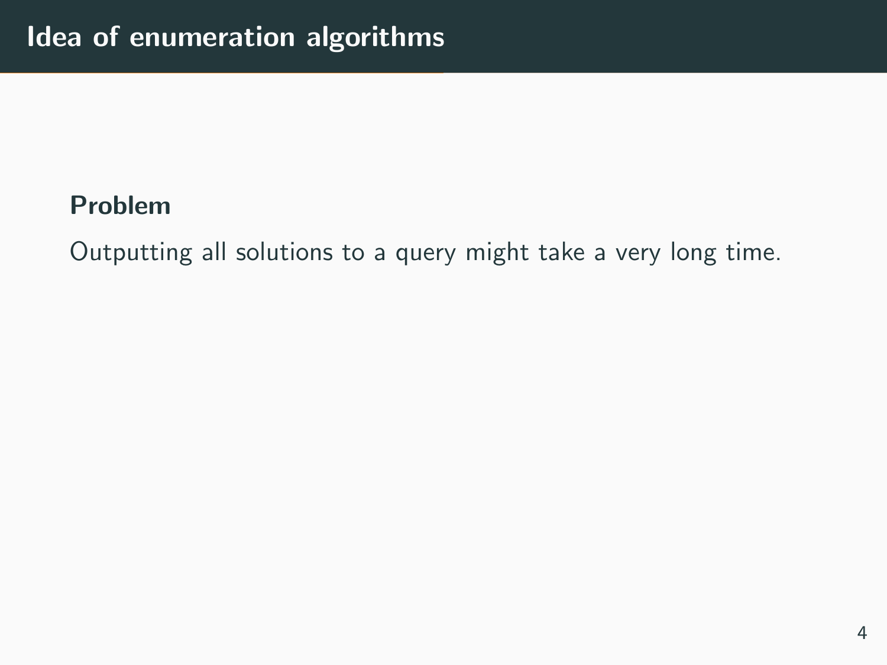# Idea of enumeration algorithms

**Problem**

Outputting all solutions to a query might take a very long time.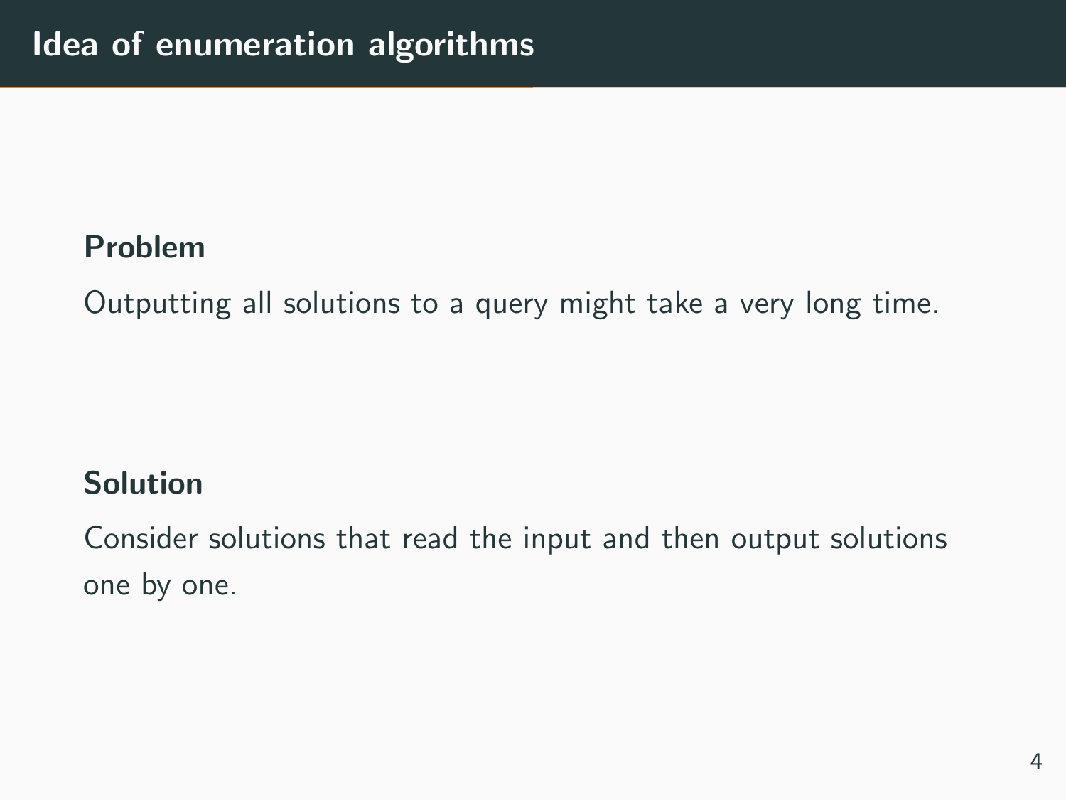# Idea of enumeration algorithms

**Problem**

Outputting all solutions to a query might take a very long time.

**Solution**

Consider solutions that read the input and then output solutions one by one.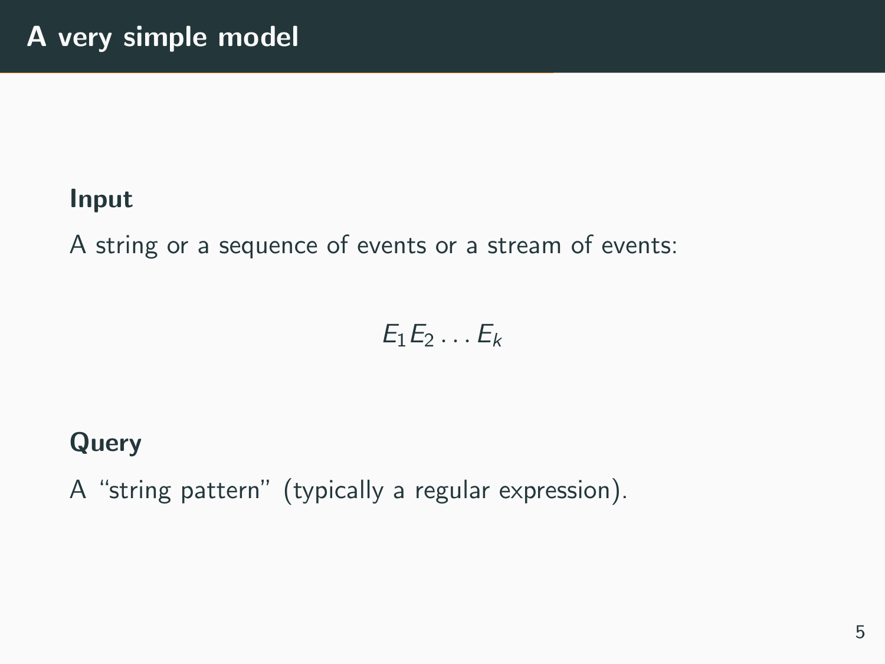# A very simple model

**Input**

A string or a sequence of events or a stream of events:

$$E_1 E_2 \dots E_k$$

**Query**

A "string pattern" (typically a regular expression).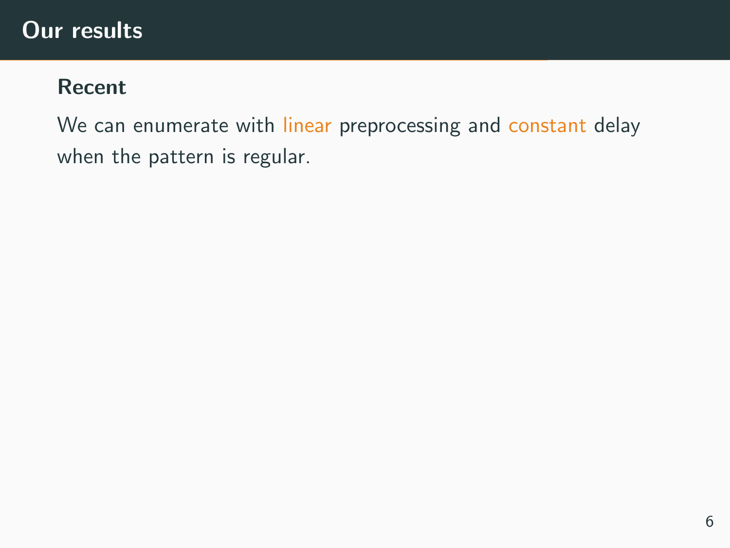# Our results

**Recent**

We can enumerate with linear preprocessing and constant delay when the pattern is regular.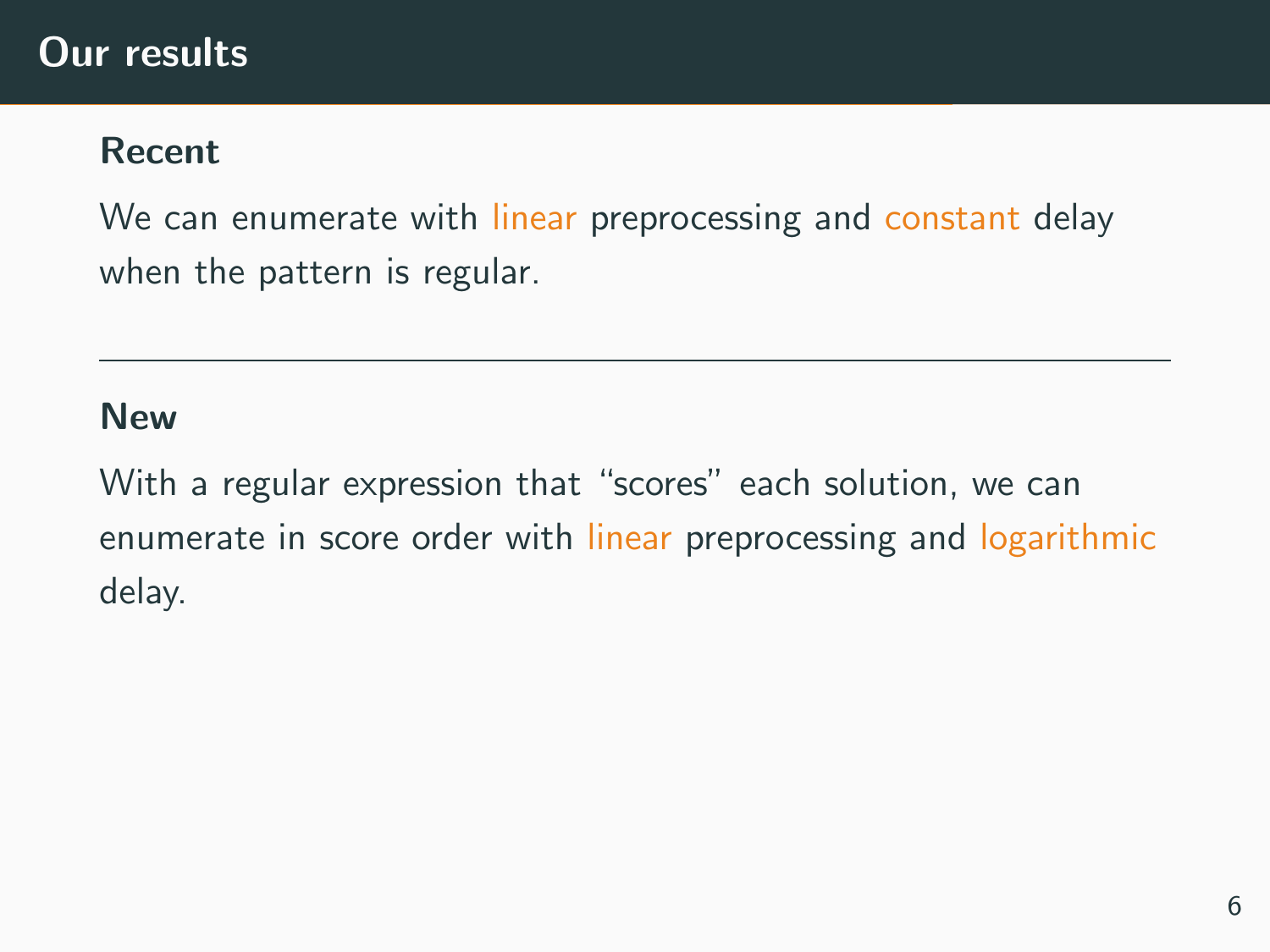# Our results

### Recent

We can enumerate with linear preprocessing and constant delay when the pattern is regular.

---

### New

With a regular expression that “scores” each solution, we can enumerate in score order with linear preprocessing and logarithmic delay.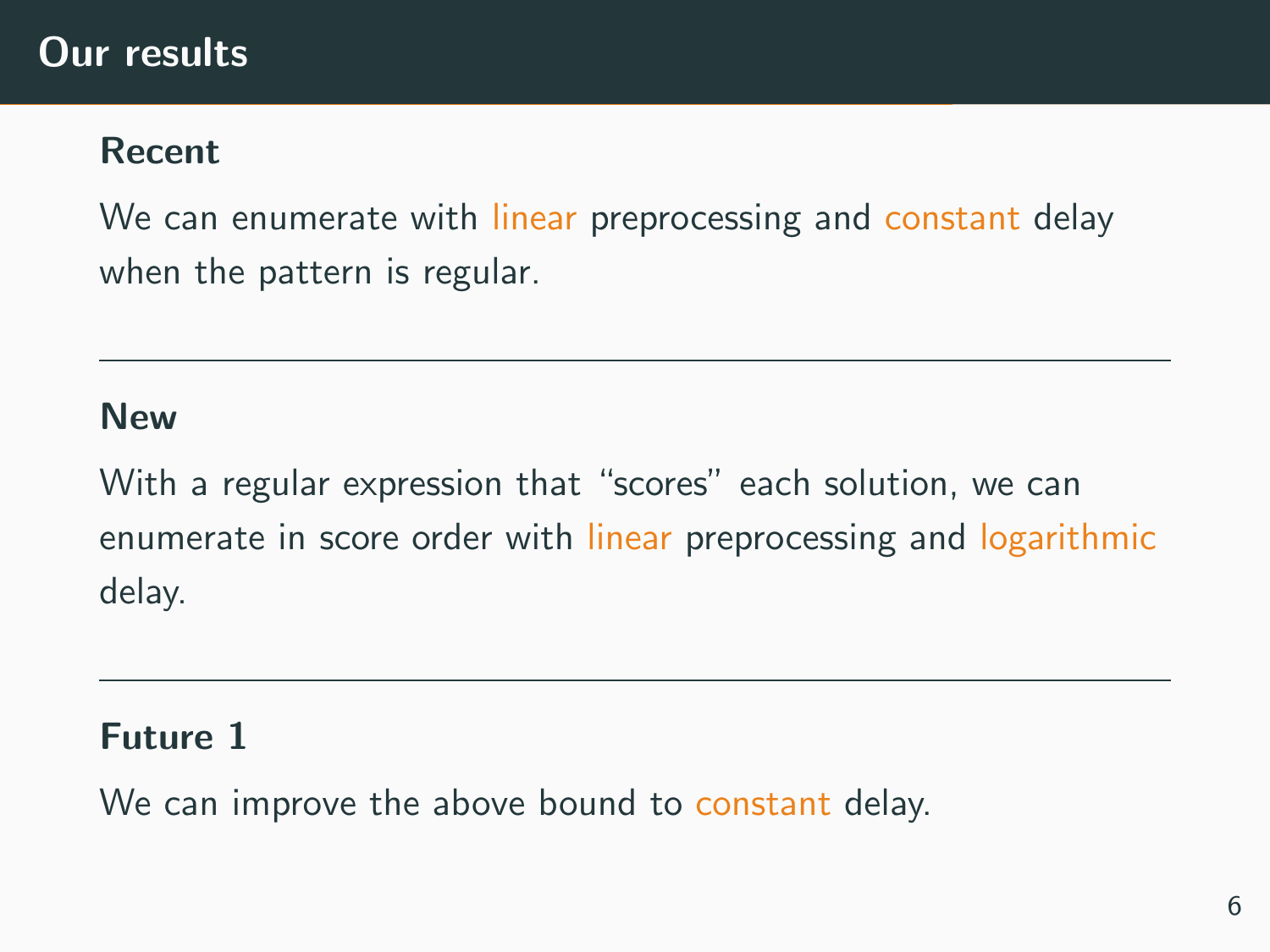# Our results

### Recent

We can enumerate with linear preprocessing and constant delay when the pattern is regular.

---

### New

With a regular expression that “scores” each solution, we can enumerate in score order with linear preprocessing and logarithmic delay.

---

### Future 1

We can improve the above bound to constant delay.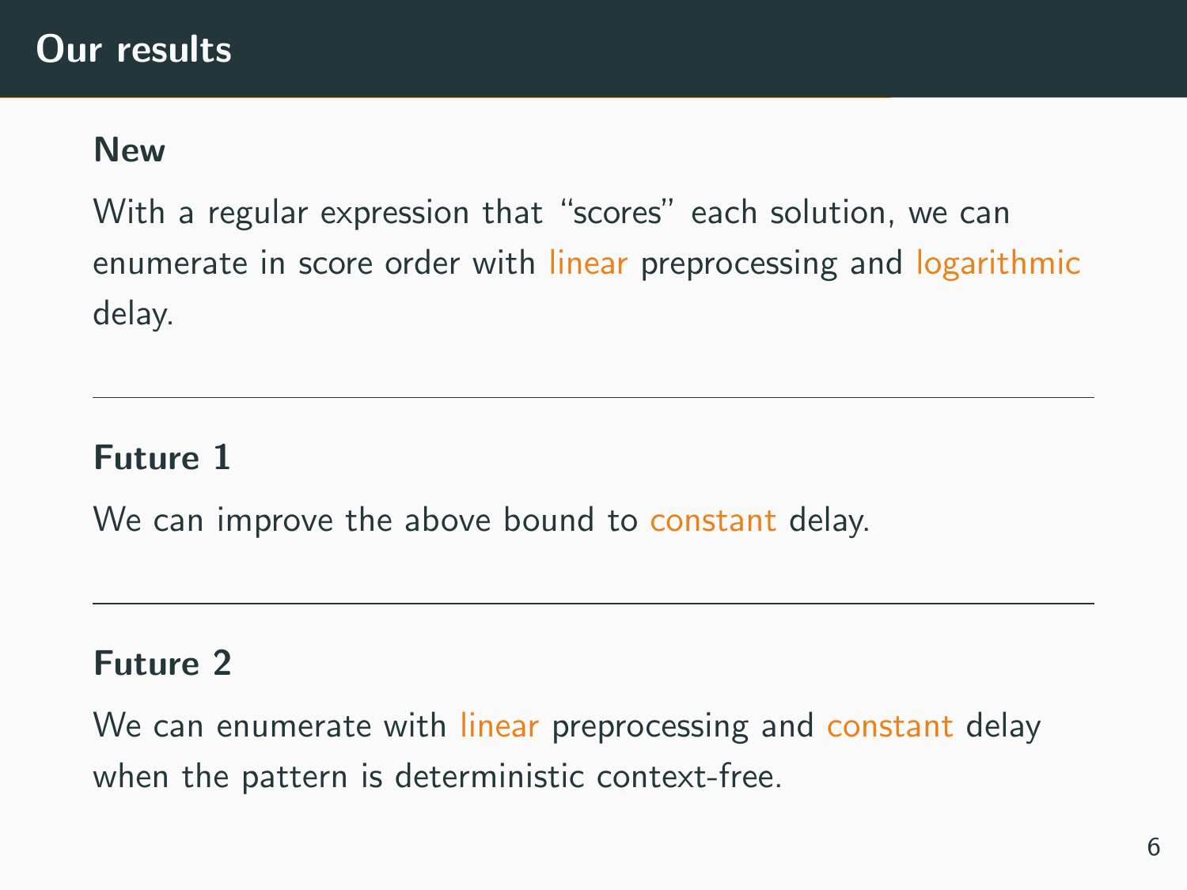# Our results

### New

With a regular expression that "scores" each solution, we can enumerate in score order with linear preprocessing and logarithmic delay.

---

### Future 1

We can improve the above bound to constant delay.

---

### Future 2

We can enumerate with linear preprocessing and constant delay when the pattern is deterministic context-free.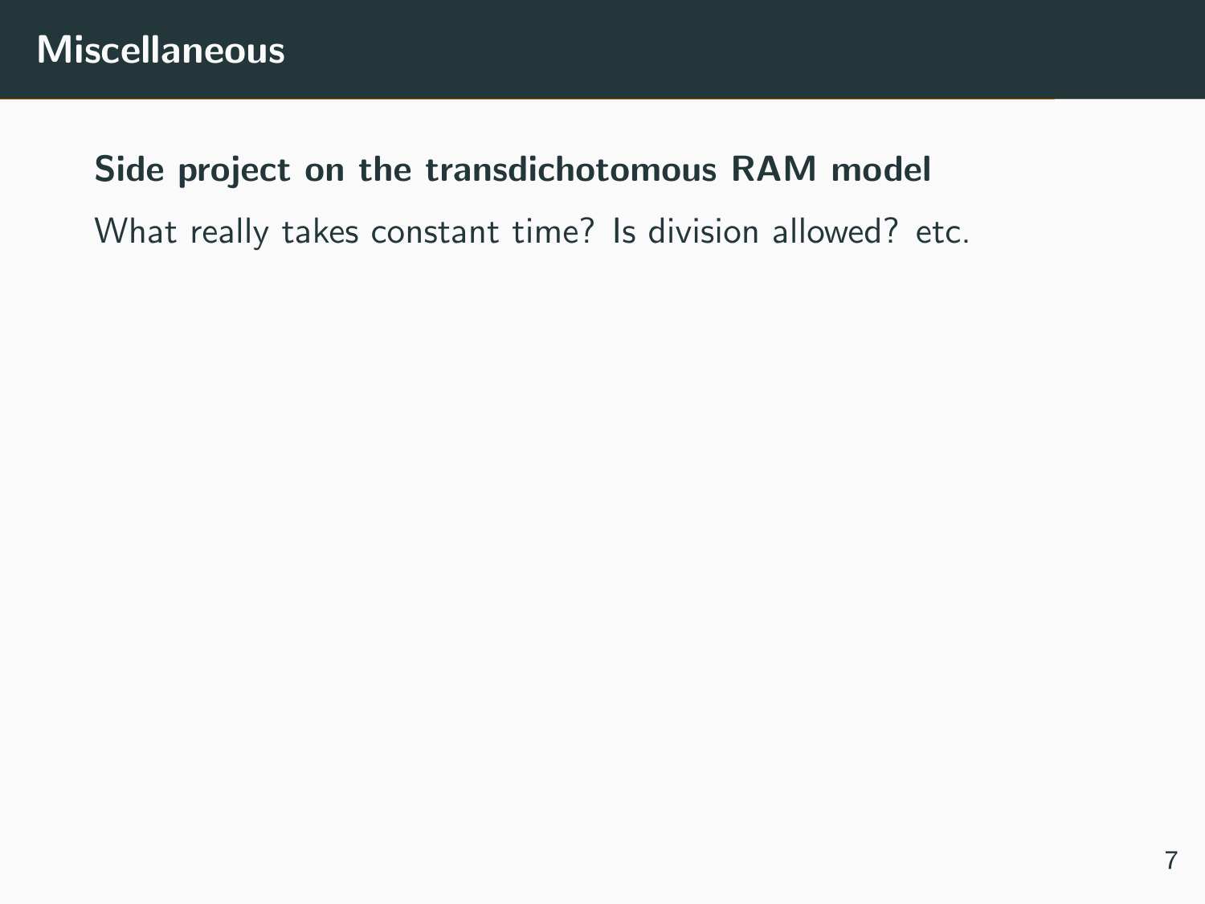# Miscellaneous

**Side project on the transdichotomous RAM model**

What really takes constant time? Is division allowed? etc.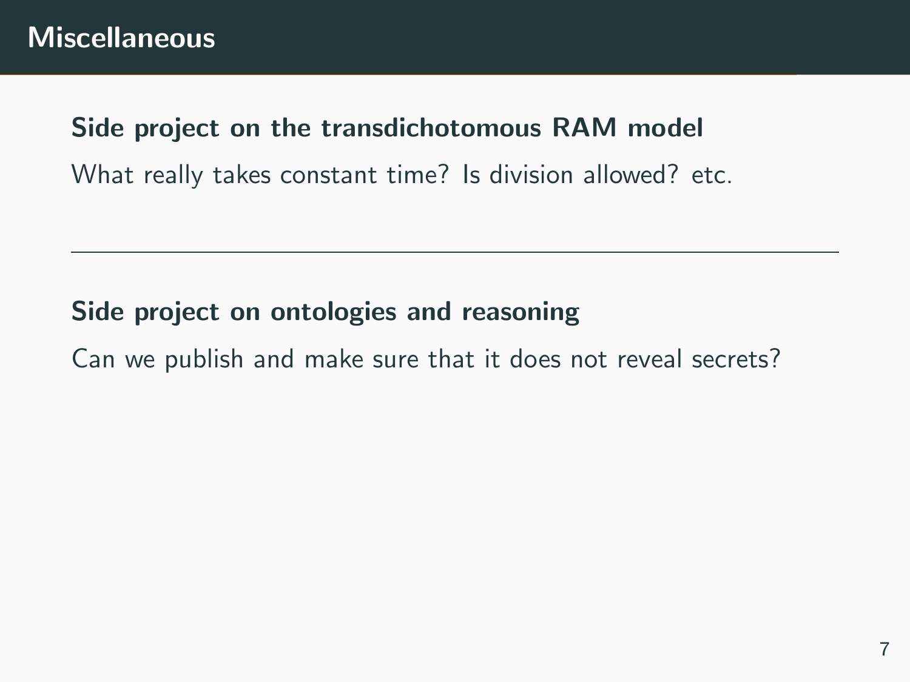# Miscellaneous

**Side project on the transdichotomous RAM model**

What really takes constant time? Is division allowed? etc.

---

**Side project on ontologies and reasoning**

Can we publish and make sure that it does not reveal secrets?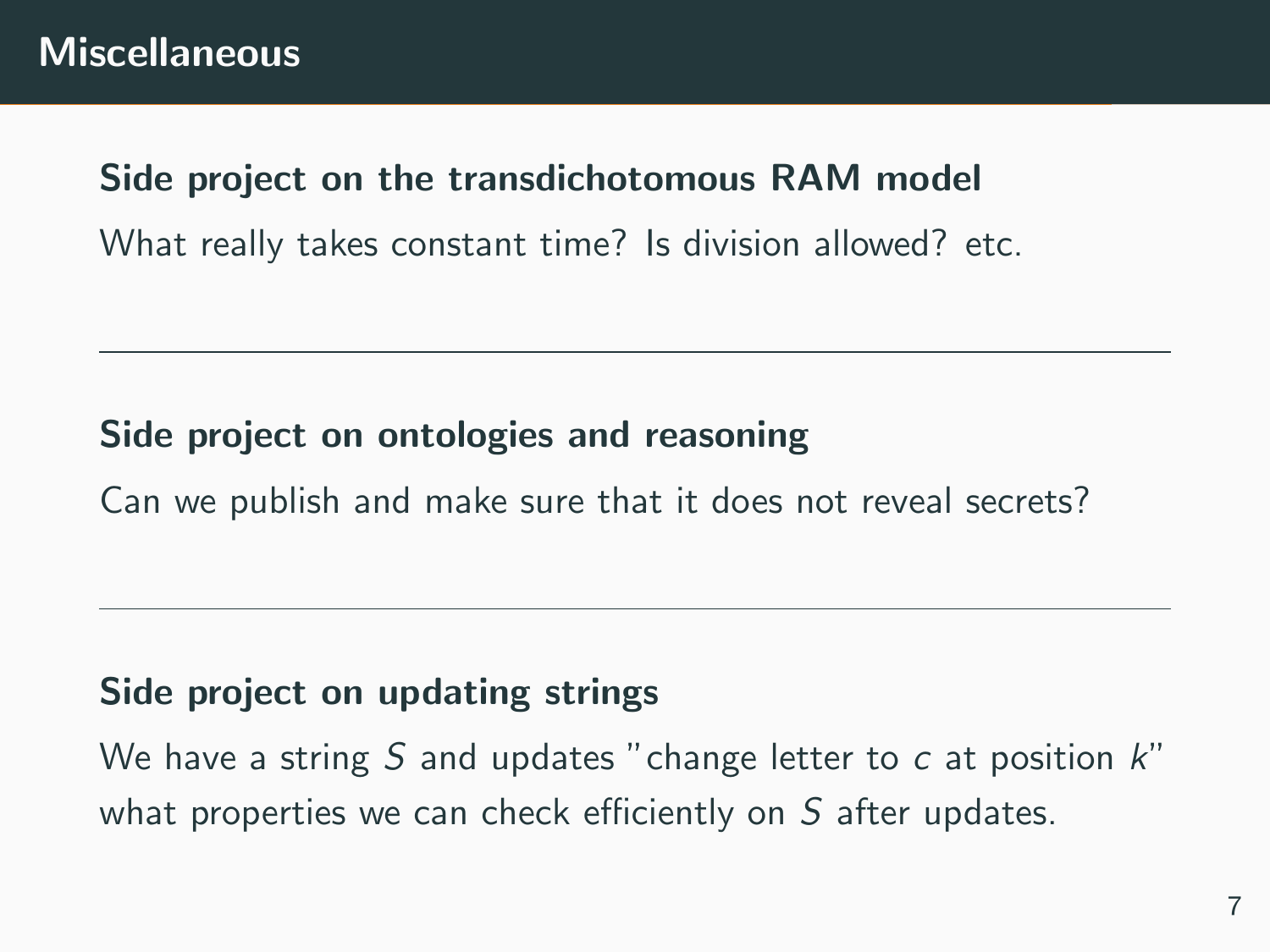# Miscellaneous

**Side project on the transdichotomous RAM model**

What really takes constant time? Is division allowed? etc.

---

**Side project on ontologies and reasoning**

Can we publish and make sure that it does not reveal secrets?

---

**Side project on updating strings**

We have a string $S$ and updates "change letter to $c$ at position $k$" what properties we can check efficiently on $S$ after updates.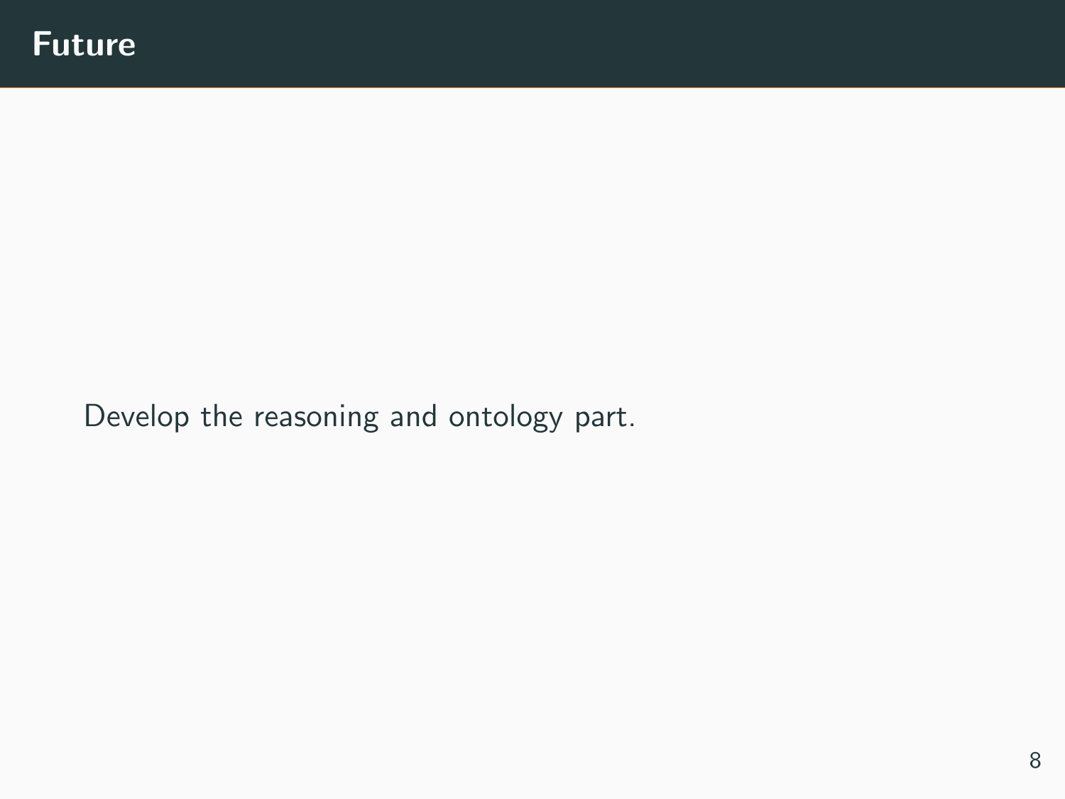# Future

Develop the reasoning and ontology part.